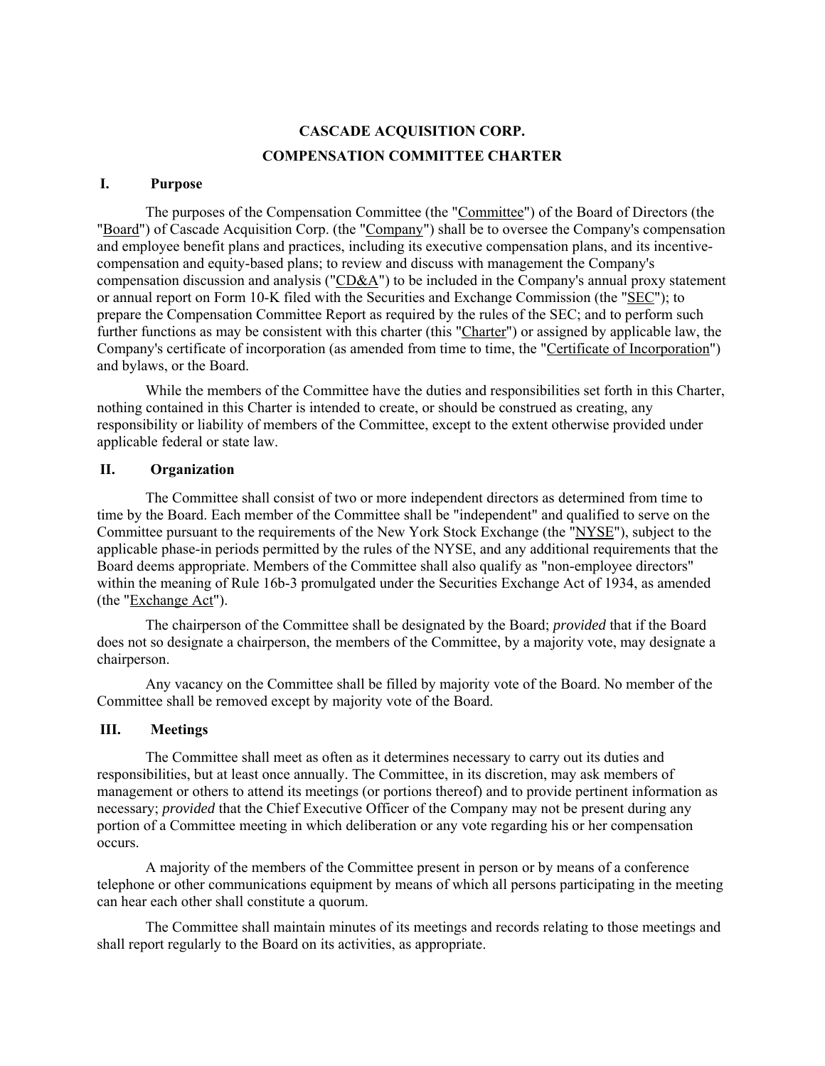# CASCADE ACQUISITION CORP.

# COMPENSATION COMMITTEE CHARTER

## I. Purpose

The purposes of the Compensation Committee (the "Committee") of the Board of Directors (the "Board") of Cascade Acquisition Corp. (the "Company") shall be to oversee the Company's compensation and employee benefit plans and practices, including its executive compensation plans, and its incentive-compensation and equity-based plans; to review and discuss with management the Company's compensation discussion and analysis ("CD&A") to be included in the Company's annual proxy statement or annual report on Form 10-K filed with the Securities and Exchange Commission (the "SEC"); to prepare the Compensation Committee Report as required by the rules of the SEC; and to perform such further functions as may be consistent with this charter (this "Charter") or assigned by applicable law, the Company's certificate of incorporation (as amended from time to time, the "Certificate of Incorporation") and bylaws, or the Board.

While the members of the Committee have the duties and responsibilities set forth in this Charter, nothing contained in this Charter is intended to create, or should be construed as creating, any responsibility or liability of members of the Committee, except to the extent otherwise provided under applicable federal or state law.

## II. Organization

The Committee shall consist of two or more independent directors as determined from time to time by the Board. Each member of the Committee shall be "independent" and qualified to serve on the Committee pursuant to the requirements of the New York Stock Exchange (the "NYSE"), subject to the applicable phase-in periods permitted by the rules of the NYSE, and any additional requirements that the Board deems appropriate. Members of the Committee shall also qualify as "non-employee directors" within the meaning of Rule 16b-3 promulgated under the Securities Exchange Act of 1934, as amended (the "Exchange Act").

The chairperson of the Committee shall be designated by the Board; *provided* that if the Board does not so designate a chairperson, the members of the Committee, by a majority vote, may designate a chairperson.

Any vacancy on the Committee shall be filled by majority vote of the Board. No member of the Committee shall be removed except by majority vote of the Board.

## III. Meetings

The Committee shall meet as often as it determines necessary to carry out its duties and responsibilities, but at least once annually. The Committee, in its discretion, may ask members of management or others to attend its meetings (or portions thereof) and to provide pertinent information as necessary; *provided* that the Chief Executive Officer of the Company may not be present during any portion of a Committee meeting in which deliberation or any vote regarding his or her compensation occurs.

A majority of the members of the Committee present in person or by means of a conference telephone or other communications equipment by means of which all persons participating in the meeting can hear each other shall constitute a quorum.

The Committee shall maintain minutes of its meetings and records relating to those meetings and shall report regularly to the Board on its activities, as appropriate.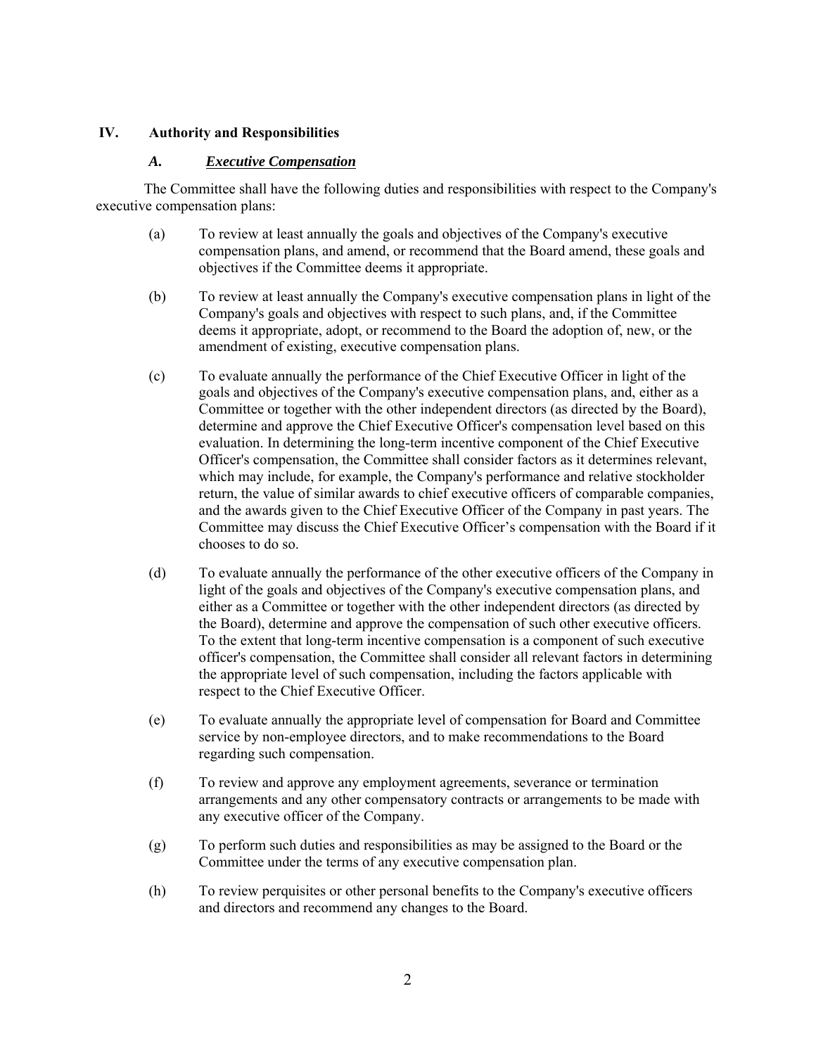## IV. Authority and Responsibilities

### *A. <u>Executive Compensation</u>*

The Committee shall have the following duties and responsibilities with respect to the Company's executive compensation plans:

(a) To review at least annually the goals and objectives of the Company's executive compensation plans, and amend, or recommend that the Board amend, these goals and objectives if the Committee deems it appropriate.

(b) To review at least annually the Company's executive compensation plans in light of the Company's goals and objectives with respect to such plans, and, if the Committee deems it appropriate, adopt, or recommend to the Board the adoption of, new, or the amendment of existing, executive compensation plans.

(c) To evaluate annually the performance of the Chief Executive Officer in light of the goals and objectives of the Company's executive compensation plans, and, either as a Committee or together with the other independent directors (as directed by the Board), determine and approve the Chief Executive Officer's compensation level based on this evaluation. In determining the long-term incentive component of the Chief Executive Officer's compensation, the Committee shall consider factors as it determines relevant, which may include, for example, the Company's performance and relative stockholder return, the value of similar awards to chief executive officers of comparable companies, and the awards given to the Chief Executive Officer of the Company in past years. The Committee may discuss the Chief Executive Officer's compensation with the Board if it chooses to do so.

(d) To evaluate annually the performance of the other executive officers of the Company in light of the goals and objectives of the Company's executive compensation plans, and either as a Committee or together with the other independent directors (as directed by the Board), determine and approve the compensation of such other executive officers. To the extent that long-term incentive compensation is a component of such executive officer's compensation, the Committee shall consider all relevant factors in determining the appropriate level of such compensation, including the factors applicable with respect to the Chief Executive Officer.

(e) To evaluate annually the appropriate level of compensation for Board and Committee service by non-employee directors, and to make recommendations to the Board regarding such compensation.

(f) To review and approve any employment agreements, severance or termination arrangements and any other compensatory contracts or arrangements to be made with any executive officer of the Company.

(g) To perform such duties and responsibilities as may be assigned to the Board or the Committee under the terms of any executive compensation plan.

(h) To review perquisites or other personal benefits to the Company's executive officers and directors and recommend any changes to the Board.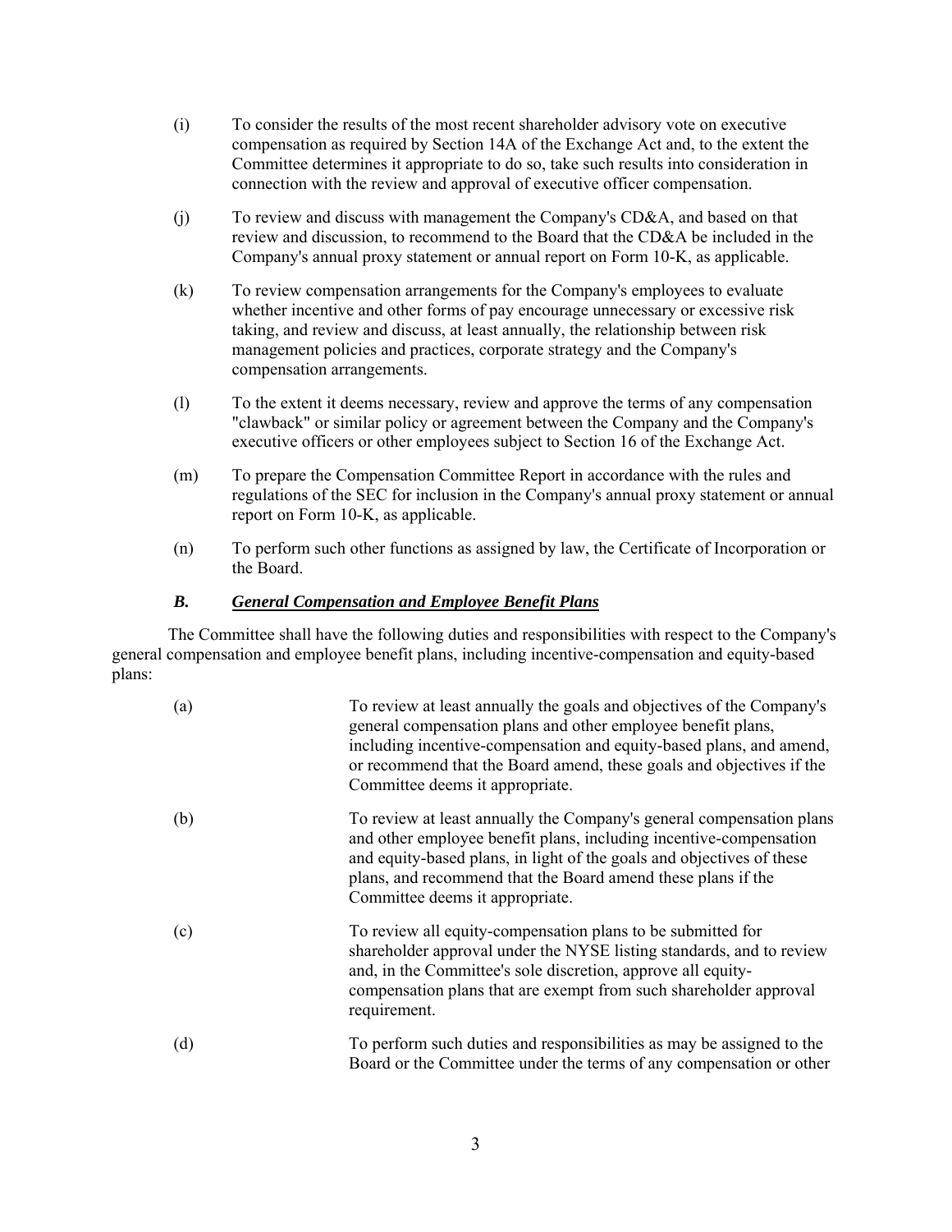(i) To consider the results of the most recent shareholder advisory vote on executive compensation as required by Section 14A of the Exchange Act and, to the extent the Committee determines it appropriate to do so, take such results into consideration in connection with the review and approval of executive officer compensation.

(j) To review and discuss with management the Company's CD&A, and based on that review and discussion, to recommend to the Board that the CD&A be included in the Company's annual proxy statement or annual report on Form 10-K, as applicable.

(k) To review compensation arrangements for the Company's employees to evaluate whether incentive and other forms of pay encourage unnecessary or excessive risk taking, and review and discuss, at least annually, the relationship between risk management policies and practices, corporate strategy and the Company's compensation arrangements.

(l) To the extent it deems necessary, review and approve the terms of any compensation "clawback" or similar policy or agreement between the Company and the Company's executive officers or other employees subject to Section 16 of the Exchange Act.

(m) To prepare the Compensation Committee Report in accordance with the rules and regulations of the SEC for inclusion in the Company's annual proxy statement or annual report on Form 10-K, as applicable.

(n) To perform such other functions as assigned by law, the Certificate of Incorporation or the Board.

### *B. General Compensation and Employee Benefit Plans*

The Committee shall have the following duties and responsibilities with respect to the Company's general compensation and employee benefit plans, including incentive-compensation and equity-based plans:

(a) To review at least annually the goals and objectives of the Company's general compensation plans and other employee benefit plans, including incentive-compensation and equity-based plans, and amend, or recommend that the Board amend, these goals and objectives if the Committee deems it appropriate.

(b) To review at least annually the Company's general compensation plans and other employee benefit plans, including incentive-compensation and equity-based plans, in light of the goals and objectives of these plans, and recommend that the Board amend these plans if the Committee deems it appropriate.

(c) To review all equity-compensation plans to be submitted for shareholder approval under the NYSE listing standards, and to review and, in the Committee's sole discretion, approve all equity-compensation plans that are exempt from such shareholder approval requirement.

(d) To perform such duties and responsibilities as may be assigned to the Board or the Committee under the terms of any compensation or other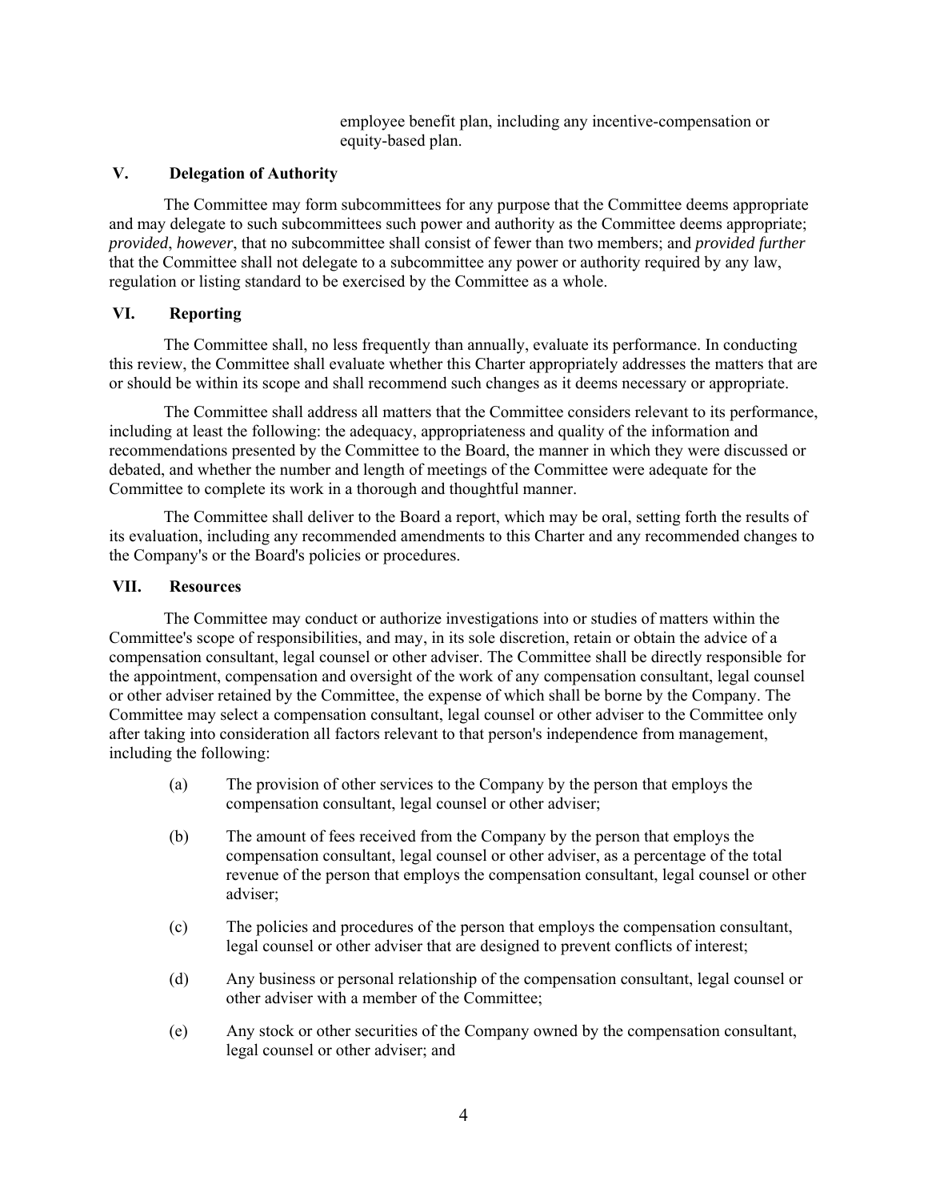employee benefit plan, including any incentive-compensation or equity-based plan.

## V. Delegation of Authority

The Committee may form subcommittees for any purpose that the Committee deems appropriate and may delegate to such subcommittees such power and authority as the Committee deems appropriate; *provided*, *however*, that no subcommittee shall consist of fewer than two members; and *provided further* that the Committee shall not delegate to a subcommittee any power or authority required by any law, regulation or listing standard to be exercised by the Committee as a whole.

## VI. Reporting

The Committee shall, no less frequently than annually, evaluate its performance. In conducting this review, the Committee shall evaluate whether this Charter appropriately addresses the matters that are or should be within its scope and shall recommend such changes as it deems necessary or appropriate.

The Committee shall address all matters that the Committee considers relevant to its performance, including at least the following: the adequacy, appropriateness and quality of the information and recommendations presented by the Committee to the Board, the manner in which they were discussed or debated, and whether the number and length of meetings of the Committee were adequate for the Committee to complete its work in a thorough and thoughtful manner.

The Committee shall deliver to the Board a report, which may be oral, setting forth the results of its evaluation, including any recommended amendments to this Charter and any recommended changes to the Company's or the Board's policies or procedures.

## VII. Resources

The Committee may conduct or authorize investigations into or studies of matters within the Committee's scope of responsibilities, and may, in its sole discretion, retain or obtain the advice of a compensation consultant, legal counsel or other adviser. The Committee shall be directly responsible for the appointment, compensation and oversight of the work of any compensation consultant, legal counsel or other adviser retained by the Committee, the expense of which shall be borne by the Company. The Committee may select a compensation consultant, legal counsel or other adviser to the Committee only after taking into consideration all factors relevant to that person's independence from management, including the following:

(a) The provision of other services to the Company by the person that employs the compensation consultant, legal counsel or other adviser;

(b) The amount of fees received from the Company by the person that employs the compensation consultant, legal counsel or other adviser, as a percentage of the total revenue of the person that employs the compensation consultant, legal counsel or other adviser;

(c) The policies and procedures of the person that employs the compensation consultant, legal counsel or other adviser that are designed to prevent conflicts of interest;

(d) Any business or personal relationship of the compensation consultant, legal counsel or other adviser with a member of the Committee;

(e) Any stock or other securities of the Company owned by the compensation consultant, legal counsel or other adviser; and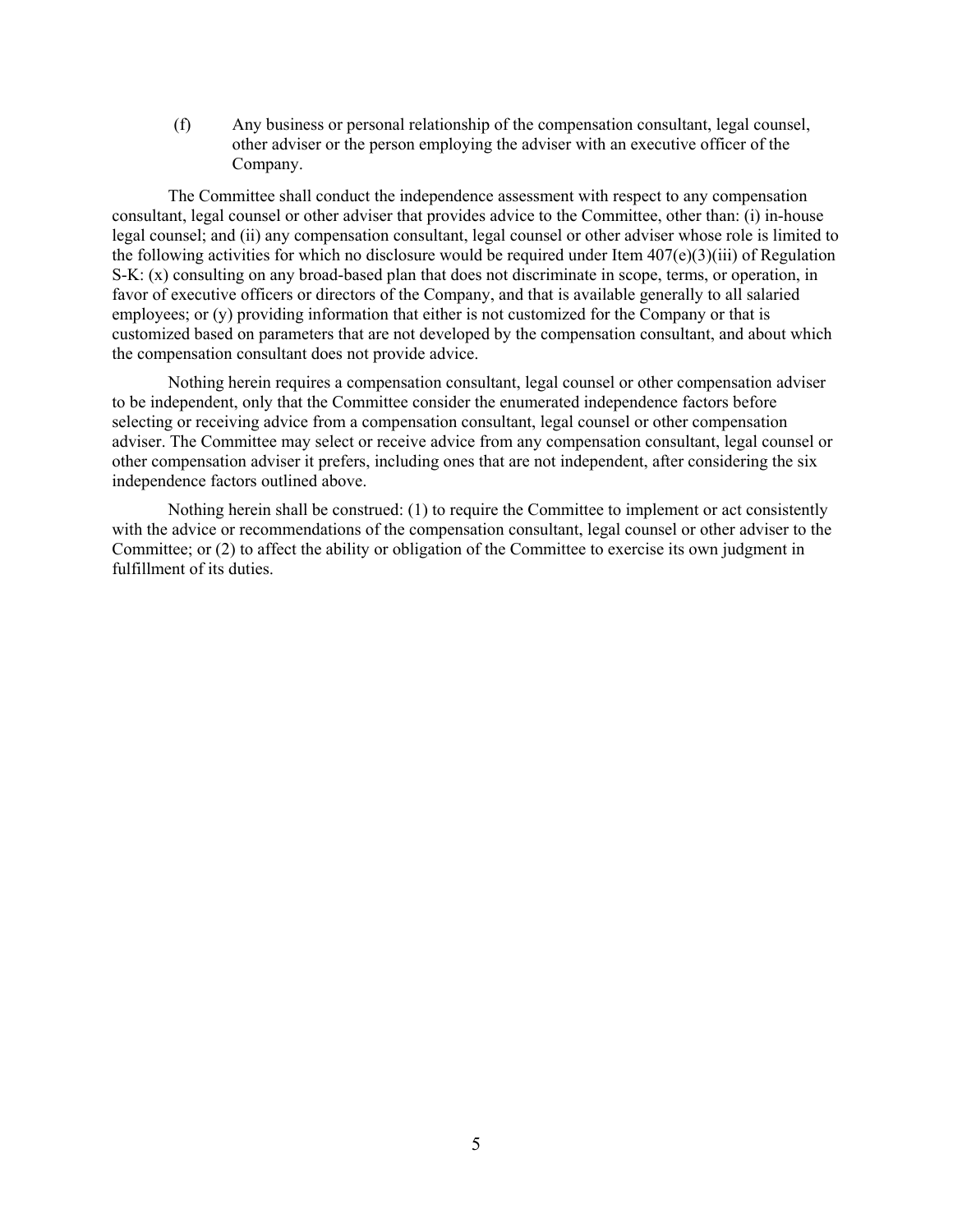(f) Any business or personal relationship of the compensation consultant, legal counsel, other adviser or the person employing the adviser with an executive officer of the Company.

The Committee shall conduct the independence assessment with respect to any compensation consultant, legal counsel or other adviser that provides advice to the Committee, other than: (i) in-house legal counsel; and (ii) any compensation consultant, legal counsel or other adviser whose role is limited to the following activities for which no disclosure would be required under Item 407(e)(3)(iii) of Regulation S-K: (x) consulting on any broad-based plan that does not discriminate in scope, terms, or operation, in favor of executive officers or directors of the Company, and that is available generally to all salaried employees; or (y) providing information that either is not customized for the Company or that is customized based on parameters that are not developed by the compensation consultant, and about which the compensation consultant does not provide advice.

Nothing herein requires a compensation consultant, legal counsel or other compensation adviser to be independent, only that the Committee consider the enumerated independence factors before selecting or receiving advice from a compensation consultant, legal counsel or other compensation adviser. The Committee may select or receive advice from any compensation consultant, legal counsel or other compensation adviser it prefers, including ones that are not independent, after considering the six independence factors outlined above.

Nothing herein shall be construed: (1) to require the Committee to implement or act consistently with the advice or recommendations of the compensation consultant, legal counsel or other adviser to the Committee; or (2) to affect the ability or obligation of the Committee to exercise its own judgment in fulfillment of its duties.